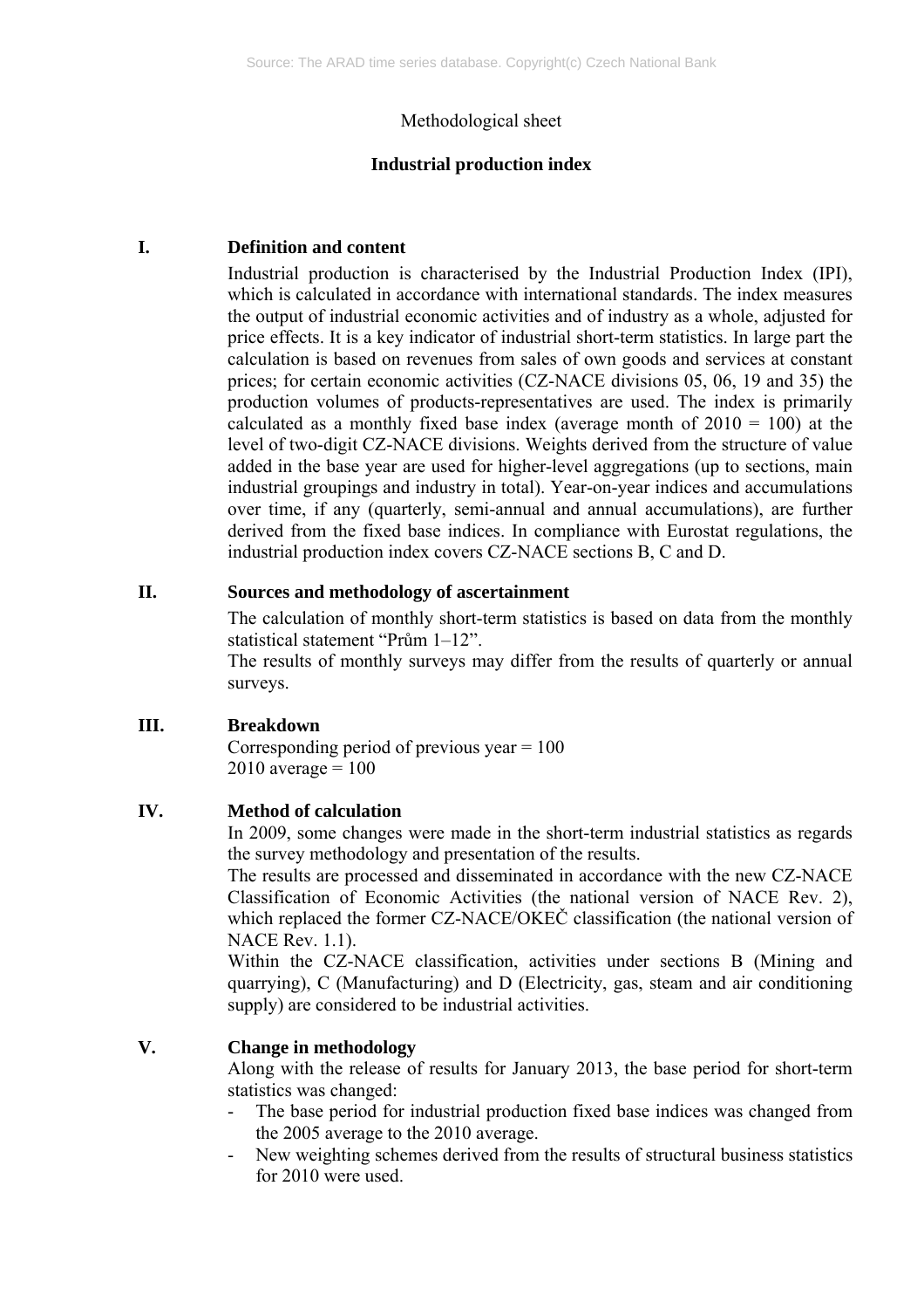Methodological sheet

# Industrial production index

## I. Definition and content

Industrial production is characterised by the Industrial Production Index (IPI), which is calculated in accordance with international standards. The index measures the output of industrial economic activities and of industry as a whole, adjusted for price effects. It is a key indicator of industrial short-term statistics. In large part the calculation is based on revenues from sales of own goods and services at constant prices; for certain economic activities (CZ-NACE divisions 05, 06, 19 and 35) the production volumes of products-representatives are used. The index is primarily calculated as a monthly fixed base index (average month of 2010 = 100) at the level of two-digit CZ-NACE divisions. Weights derived from the structure of value added in the base year are used for higher-level aggregations (up to sections, main industrial groupings and industry in total). Year-on-year indices and accumulations over time, if any (quarterly, semi-annual and annual accumulations), are further derived from the fixed base indices. In compliance with Eurostat regulations, the industrial production index covers CZ-NACE sections B, C and D.

## II. Sources and methodology of ascertainment

The calculation of monthly short-term statistics is based on data from the monthly statistical statement "Prům 1–12".

The results of monthly surveys may differ from the results of quarterly or annual surveys.

## III. Breakdown

Corresponding period of previous year = 100

2010 average = 100

## IV. Method of calculation

In 2009, some changes were made in the short-term industrial statistics as regards the survey methodology and presentation of the results.

The results are processed and disseminated in accordance with the new CZ-NACE Classification of Economic Activities (the national version of NACE Rev. 2), which replaced the former CZ-NACE/OKEČ classification (the national version of NACE Rev. 1.1).

Within the CZ-NACE classification, activities under sections B (Mining and quarrying), C (Manufacturing) and D (Electricity, gas, steam and air conditioning supply) are considered to be industrial activities.

## V. Change in methodology

Along with the release of results for January 2013, the base period for short-term statistics was changed:

- The base period for industrial production fixed base indices was changed from the 2005 average to the 2010 average.
- New weighting schemes derived from the results of structural business statistics for 2010 were used.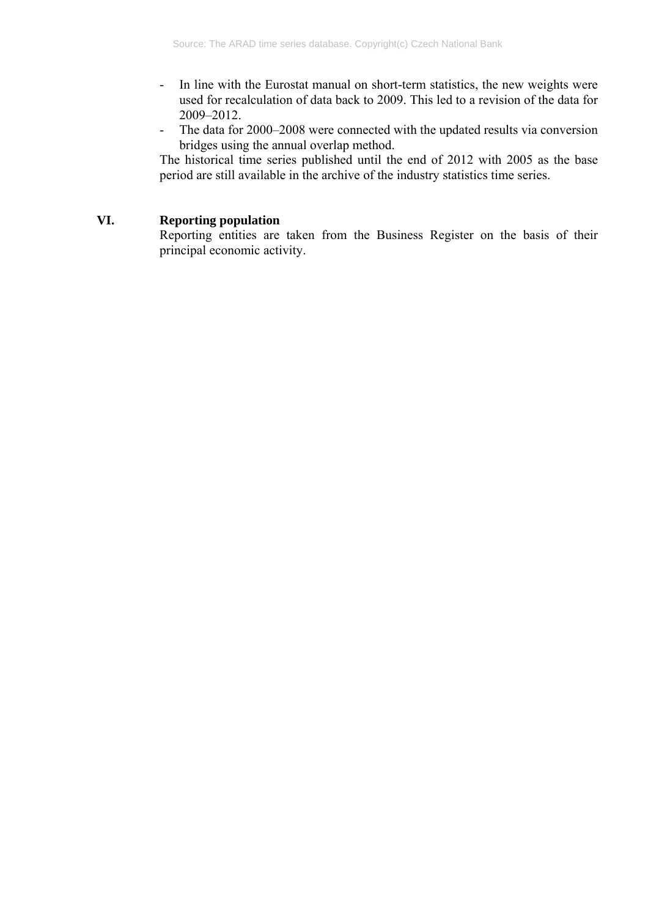- In line with the Eurostat manual on short-term statistics, the new weights were used for recalculation of data back to 2009. This led to a revision of the data for 2009–2012.
- The data for 2000–2008 were connected with the updated results via conversion bridges using the annual overlap method.

The historical time series published until the end of 2012 with 2005 as the base period are still available in the archive of the industry statistics time series.

## VI. Reporting population

Reporting entities are taken from the Business Register on the basis of their principal economic activity.